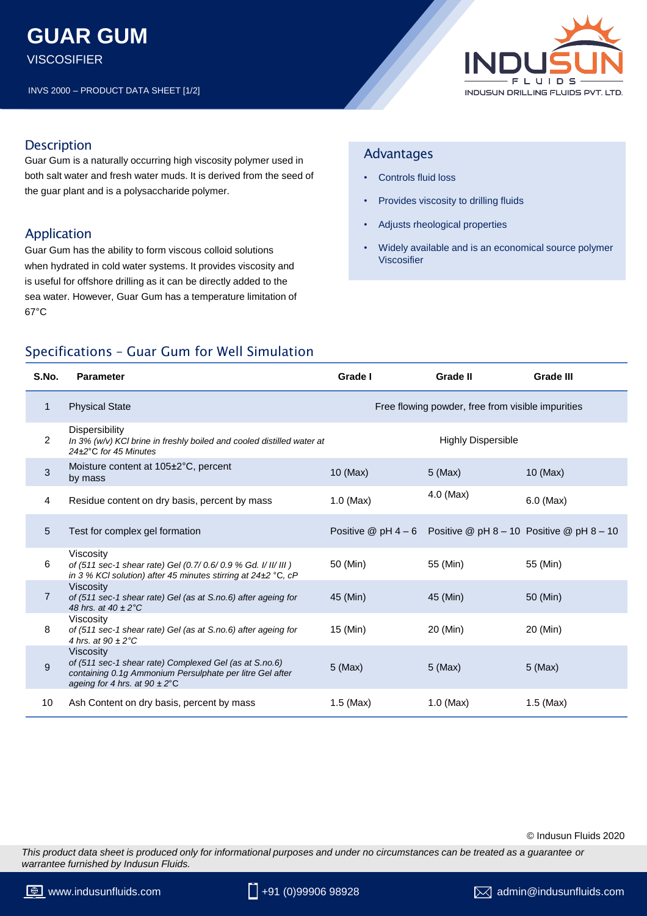# GUAR GUM

VISCOSIFIER

INVS 2000 – PRODUCT DATA SHEET [1/2]

INDUSUN FLUIDS
INDUSUN DRILLING FLUIDS PVT. LTD.

## Description

Guar Gum is a naturally occurring high viscosity polymer used in both salt water and fresh water muds. It is derived from the seed of the guar plant and is a polysaccharide polymer.

## Application

Guar Gum has the ability to form viscous colloid solutions when hydrated in cold water systems. It provides viscosity and is useful for offshore drilling as it can be directly added to the sea water. However, Guar Gum has a temperature limitation of 67°C

## Advantages

- Controls fluid loss
- Provides viscosity to drilling fluids
- Adjusts rheological properties
- Widely available and is an economical source polymer Viscosifier

## Specifications – Guar Gum for Well Simulation

| S.No. | Parameter | Grade I | Grade II | Grade III |
|---|---|---|---|---|
| 1 | Physical State | Free flowing powder, free from visible impurities | | |
| 2 | Dispersibility *In 3% (w/v) KCl brine in freshly boiled and cooled distilled water at 24±2°C for 45 Minutes* | Highly Dispersible | | |
| 3 | Moisture content at 105±2°C, percent by mass | 10 (Max) | 5 (Max) | 10 (Max) |
| 4 | Residue content on dry basis, percent by mass | 1.0 (Max) | 4.0 (Max) | 6.0 (Max) |
| 5 | Test for complex gel formation | Positive @ pH 4 – 6 | Positive @ pH 8 – 10 | Positive @ pH 8 – 10 |
| 6 | Viscosity *of (511 sec-1 shear rate) Gel (0.7/ 0.6/ 0.9 % Gd. I/ II/ III ) in 3 % KCl solution) after 45 minutes stirring at 24±2 °C, cP* | 50 (Min) | 55 (Min) | 55 (Min) |
| 7 | Viscosity *of (511 sec-1 shear rate) Gel (as at S.no.6) after ageing for 48 hrs. at 40 ± 2°C* | 45 (Min) | 45 (Min) | 50 (Min) |
| 8 | Viscosity *of (511 sec-1 shear rate) Gel (as at S.no.6) after ageing for 4 hrs. at 90 ± 2°C* | 15 (Min) | 20 (Min) | 20 (Min) |
| 9 | Viscosity *of (511 sec-1 shear rate) Complexed Gel (as at S.no.6) containing 0.1g Ammonium Persulphate per litre Gel after ageing for 4 hrs. at 90 ± 2°C* | 5 (Max) | 5 (Max) | 5 (Max) |
| 10 | Ash Content on dry basis, percent by mass | 1.5 (Max) | 1.0 (Max) | 1.5 (Max) |

© Indusun Fluids 2020

*This product data sheet is produced only for informational purposes and under no circumstances can be treated as a guarantee or warrantee furnished by Indusun Fluids.*

www.indusunfluids.com | +91 (0)99906 98928 | admin@indusunfluids.com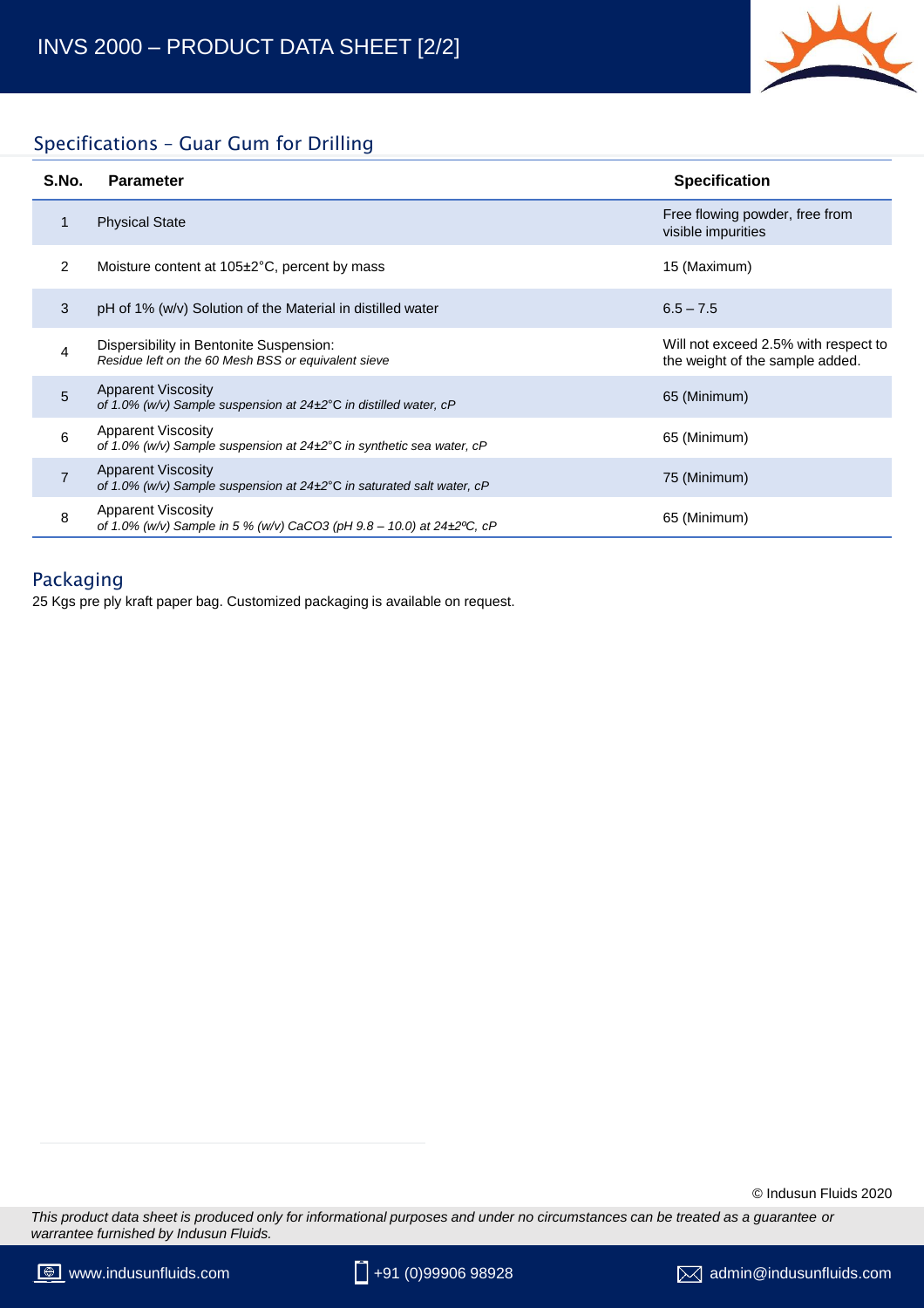## Specifications – Guar Gum for Drilling

| S.No. | Parameter | Specification |
|---|---|---|
| 1 | Physical State | Free flowing powder, free from visible impurities |
| 2 | Moisture content at 105±2°C, percent by mass | 15 (Maximum) |
| 3 | pH of 1% (w/v) Solution of the Material in distilled water | 6.5 – 7.5 |
| 4 | Dispersibility in Bentonite Suspension: *Residue left on the 60 Mesh BSS or equivalent sieve* | Will not exceed 2.5% with respect to the weight of the sample added. |
| 5 | Apparent Viscosity *of 1.0% (w/v) Sample suspension at 24±2°C in distilled water, cP* | 65 (Minimum) |
| 6 | Apparent Viscosity *of 1.0% (w/v) Sample suspension at 24±2°C in synthetic sea water, cP* | 65 (Minimum) |
| 7 | Apparent Viscosity *of 1.0% (w/v) Sample suspension at 24±2°C in saturated salt water, cP* | 75 (Minimum) |
| 8 | Apparent Viscosity *of 1.0% (w/v) Sample in 5 % (w/v) $CaCO_3$ (pH 9.8 – 10.0) at 24±2ºC, cP* | 65 (Minimum) |

## Packaging

25 Kgs pre ply kraft paper bag. Customized packaging is available on request.

© Indusun Fluids 2020

*This product data sheet is produced only for informational purposes and under no circumstances can be treated as a guarantee or warrantee furnished by Indusun Fluids.*

www.indusunfluids.com | +91 (0)99906 98928 | admin@indusunfluids.com